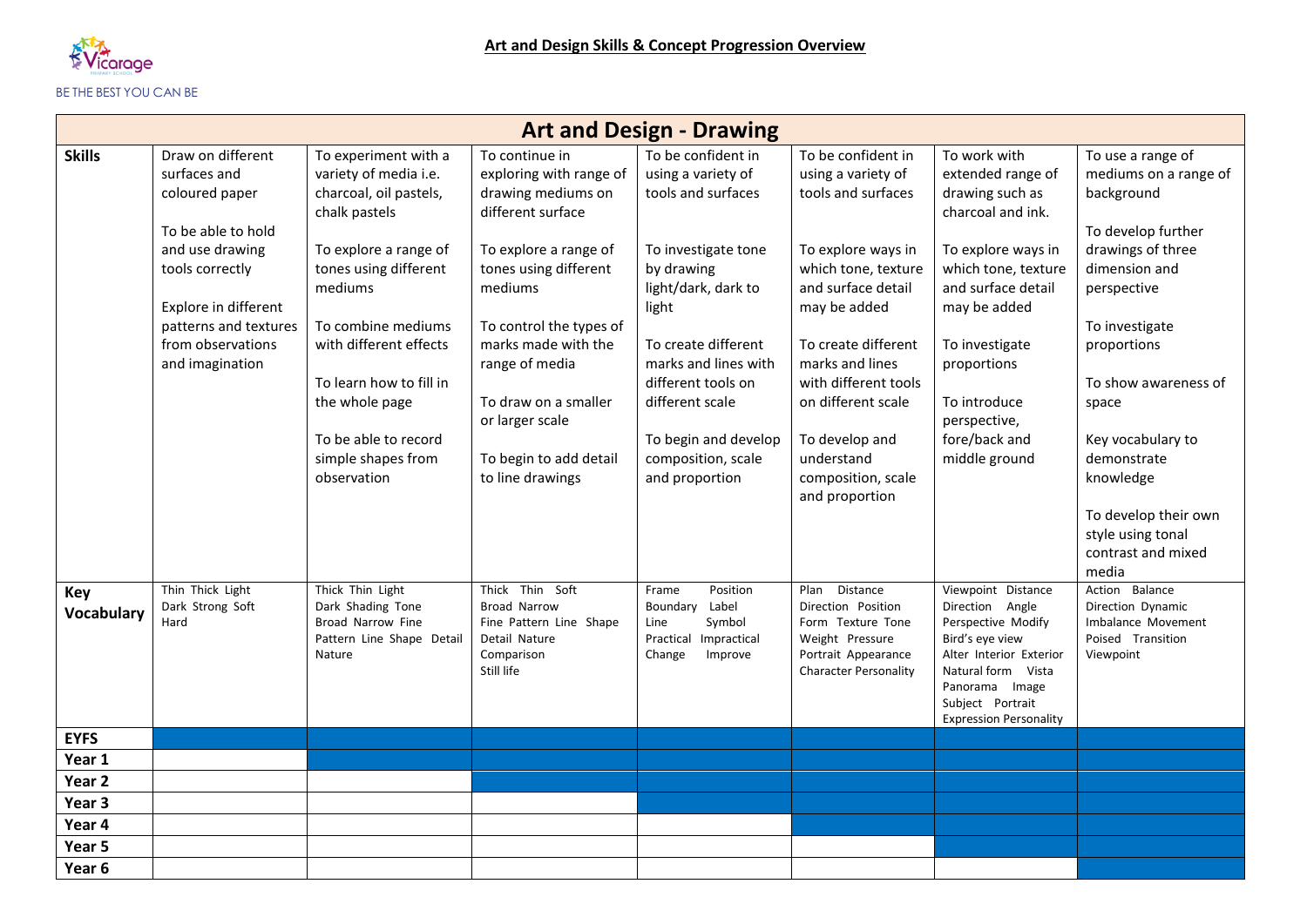# Art and Design Skills & Concept Progression Overview

| Art and Design - Drawing | | | | | | | |
|---|---|---|---|---|---|---|---|
| **Skills** | Draw on different surfaces and coloured paper<br><br>To be able to hold and use drawing tools correctly<br><br>Explore in different patterns and textures from observations and imagination | To experiment with a variety of media i.e. charcoal, oil pastels, chalk pastels<br><br>To explore a range of tones using different mediums<br><br>To combine mediums with different effects<br><br>To learn how to fill in the whole page<br><br>To be able to record simple shapes from observation | To continue in exploring with range of drawing mediums on different surface<br><br>To explore a range of tones using different mediums<br><br>To control the types of marks made with the range of media<br><br>To draw on a smaller or larger scale<br><br>To begin to add detail to line drawings | To be confident in using a variety of tools and surfaces<br><br>To investigate tone by drawing light/dark, dark to light<br><br>To create different marks and lines with different tools on different scale<br><br>To begin and develop composition, scale and proportion | To be confident in using a variety of tools and surfaces<br><br>To explore ways in which tone, texture and surface detail may be added<br><br>To create different marks and lines with different tools on different scale<br><br>To develop and understand composition, scale and proportion | To work with extended range of drawing such as charcoal and ink.<br><br>To explore ways in which tone, texture and surface detail may be added<br><br>To investigate proportions<br><br>To introduce perspective, fore/back and middle ground | To use a range of mediums on a range of background<br><br>To develop further drawings of three dimension and perspective<br><br>To investigate proportions<br><br>To show awareness of space<br><br>Key vocabulary to demonstrate knowledge<br><br>To develop their own style using tonal contrast and mixed media |
| **Key Vocabulary** | Thin Thick Light Dark Strong Soft Hard | Thick Thin Light Dark Shading Tone Broad Narrow Fine Pattern Line Shape Detail Nature | Thick Thin Soft Broad Narrow Fine Pattern Line Shape Detail Nature Comparison Still life | Frame Position Boundary Label Line Symbol Practical Impractical Change Improve | Plan Distance Direction Position Form Texture Tone Weight Pressure Portrait Appearance Character Personality | Viewpoint Distance Direction Angle Perspective Modify Bird's eye view Alter Interior Exterior Natural form Vista Panorama Image Subject Portrait Expression Personality | Action Balance Direction Dynamic Imbalance Movement Poised Transition Viewpoint |
| **EYFS** | | | | | | | |
| **Year 1** | | | | | | | |
| **Year 2** | | | | | | | |
| **Year 3** | | | | | | | |
| **Year 4** | | | | | | | |
| **Year 5** | | | | | | | |
| **Year 6** | | | | | | | |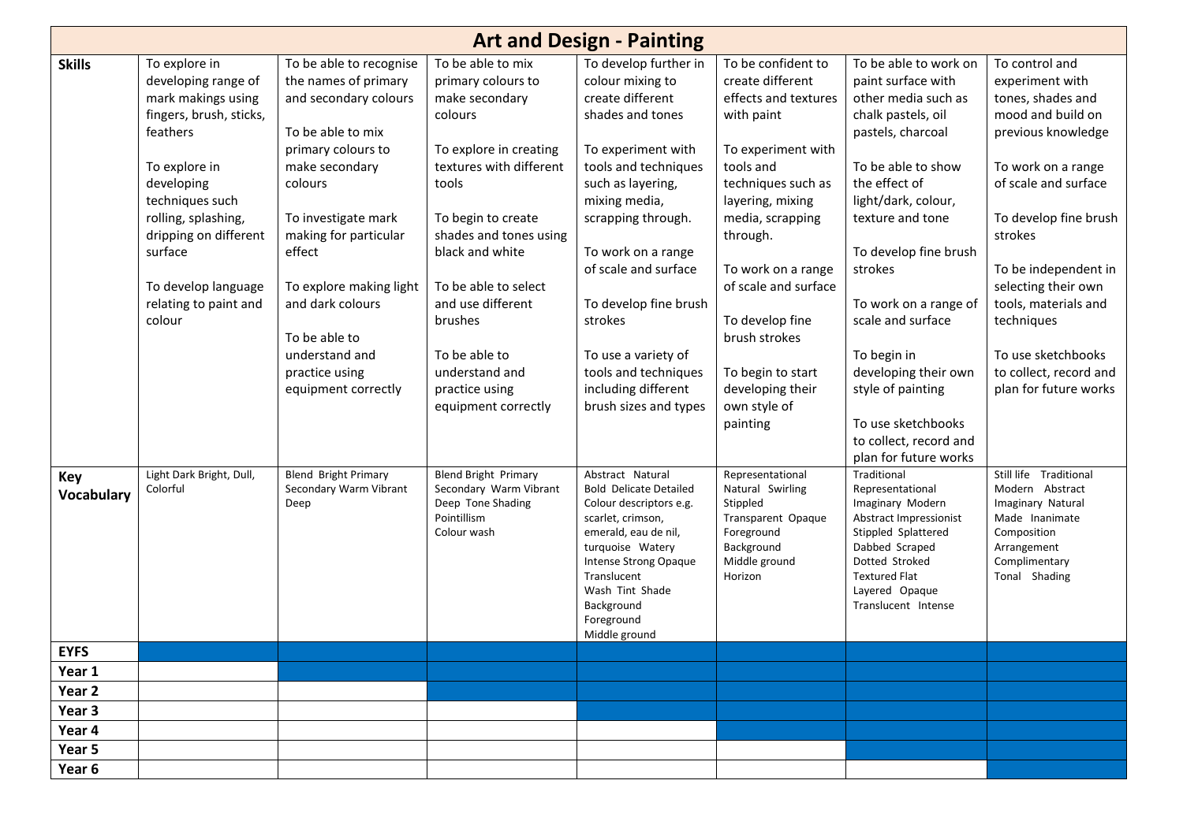# Art and Design - Painting

| | | | | | | | |
|---|---|---|---|---|---|---|---|
| **Skills** | To explore in developing range of mark makings using fingers, brush, sticks, feathers<br><br>To explore in developing techniques such rolling, splashing, dripping on different surface<br><br>To develop language relating to paint and colour | To be able to recognise the names of primary and secondary colours<br><br>To be able to mix primary colours to make secondary colours<br><br>To investigate mark making for particular effect<br><br>To explore making light and dark colours<br><br>To be able to understand and practice using equipment correctly | To be able to mix primary colours to make secondary colours<br><br>To explore in creating textures with different tools<br><br>To begin to create shades and tones using black and white<br><br>To be able to select and use different brushes<br><br>To be able to understand and practice using equipment correctly | To develop further in colour mixing to create different shades and tones<br><br>To experiment with tools and techniques such as layering, mixing media, scrapping through.<br><br>To work on a range of scale and surface<br><br>To develop fine brush strokes<br><br>To use a variety of tools and techniques including different brush sizes and types | To be confident to create different effects and textures with paint<br><br>To experiment with tools and techniques such as layering, mixing media, scrapping through.<br><br>To work on a range of scale and surface<br><br>To develop fine brush strokes<br><br>To begin to start developing their own style of painting | To be able to work on paint surface with other media such as chalk pastels, oil pastels, charcoal<br><br>To be able to show the effect of light/dark, colour, texture and tone<br><br>To develop fine brush strokes<br><br>To work on a range of scale and surface<br><br>To begin in developing their own style of painting<br><br>To use sketchbooks to collect, record and plan for future works | To control and experiment with tones, shades and mood and build on previous knowledge<br><br>To work on a range of scale and surface<br><br>To develop fine brush strokes<br><br>To be independent in selecting their own tools, materials and techniques<br><br>To use sketchbooks to collect, record and plan for future works |
| **Key Vocabulary** | Light Dark Bright, Dull, Colorful | Blend Bright Primary Secondary Warm Vibrant Deep | Blend Bright Primary Secondary Warm Vibrant Deep Tone Shading Pointillism Colour wash | Abstract Natural Bold Delicate Detailed Colour descriptors e.g. scarlet, crimson, emerald, eau de nil, turquoise Watery Intense Strong Opaque Translucent Wash Tint Shade Background Foreground Middle ground | Representational Natural Swirling Stippled Transparent Opaque Foreground Background Middle ground Horizon | Traditional Representational Imaginary Modern Abstract Impressionist Stippled Splattered Dabbed Scraped Dotted Stroked Textured Flat Layered Opaque Translucent Intense | Still life Traditional Modern Abstract Imaginary Natural Made Inanimate Composition Arrangement Complimentary Tonal Shading |
| **EYFS** | ■ | ■ | ■ | ■ | ■ | ■ | ■ |
| **Year 1** | | ■ | ■ | ■ | ■ | ■ | ■ |
| **Year 2** | | | ■ | ■ | ■ | ■ | ■ |
| **Year 3** | | | | ■ | ■ | ■ | ■ |
| **Year 4** | | | | | ■ | ■ | ■ |
| **Year 5** | | | | | | ■ | ■ |
| **Year 6** | | | | | | | ■ |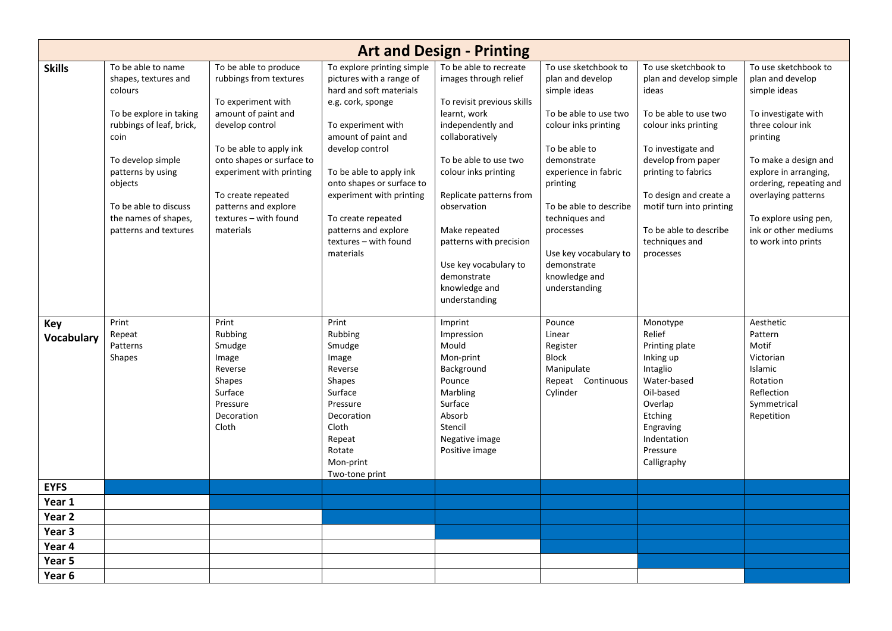# Art and Design - Printing

| | | | | | | | |
|---|---|---|---|---|---|---|---|
| **Skills** | To be able to name shapes, textures and colours<br><br>To be explore in taking rubbings of leaf, brick, coin<br><br>To develop simple patterns by using objects<br><br>To be able to discuss the names of shapes, patterns and textures | To be able to produce rubbings from textures<br><br>To experiment with amount of paint and develop control<br><br>To be able to apply ink onto shapes or surface to experiment with printing<br><br>To create repeated patterns and explore textures – with found materials | To explore printing simple pictures with a range of hard and soft materials e.g. cork, sponge<br><br>To experiment with amount of paint and develop control<br><br>To be able to apply ink onto shapes or surface to experiment with printing<br><br>To create repeated patterns and explore textures – with found materials | To be able to recreate images through relief<br><br>To revisit previous skills learnt, work independently and collaboratively<br><br>To be able to use two colour inks printing<br><br>Replicate patterns from observation<br><br>Make repeated patterns with precision<br><br>Use key vocabulary to demonstrate knowledge and understanding | To use sketchbook to plan and develop simple ideas<br><br>To be able to use two colour inks printing<br><br>To be able to demonstrate experience in fabric printing<br><br>To be able to describe techniques and processes<br><br>Use key vocabulary to demonstrate knowledge and understanding | To use sketchbook to plan and develop simple ideas<br><br>To be able to use two colour inks printing<br><br>To investigate and develop from paper printing to fabrics<br><br>To design and create a motif turn into printing<br><br>To be able to describe techniques and processes | To use sketchbook to plan and develop simple ideas<br><br>To investigate with three colour ink printing<br><br>To make a design and explore in arranging, ordering, repeating and overlaying patterns<br><br>To explore using pen, ink or other mediums to work into prints |
| **Key Vocabulary** | Print<br>Repeat<br>Patterns<br>Shapes | Print<br>Rubbing<br>Smudge<br>Image<br>Reverse<br>Shapes<br>Surface<br>Pressure<br>Decoration<br>Cloth | Print<br>Rubbing<br>Smudge<br>Image<br>Reverse<br>Shapes<br>Surface<br>Pressure<br>Decoration<br>Cloth<br>Repeat<br>Rotate<br>Mon-print<br>Two-tone print | Imprint<br>Impression<br>Mould<br>Mon-print<br>Background<br>Pounce<br>Marbling<br>Surface<br>Absorb<br>Stencil<br>Negative image<br>Positive image | Pounce<br>Linear<br>Register<br>Block<br>Manipulate<br>Repeat Continuous<br>Cylinder | Monotype<br>Relief<br>Printing plate<br>Inking up<br>Intaglio<br>Water-based<br>Oil-based<br>Overlap<br>Etching<br>Engraving<br>Indentation<br>Pressure<br>Calligraphy | Aesthetic<br>Pattern<br>Motif<br>Victorian<br>Islamic<br>Rotation<br>Reflection<br>Symmetrical<br>Repetition |
| **EYFS** | | | | | | | |
| **Year 1** | | | | | | | |
| **Year 2** | | | | | | | |
| **Year 3** | | | | | | | |
| **Year 4** | | | | | | | |
| **Year 5** | | | | | | | |
| **Year 6** | | | | | | | |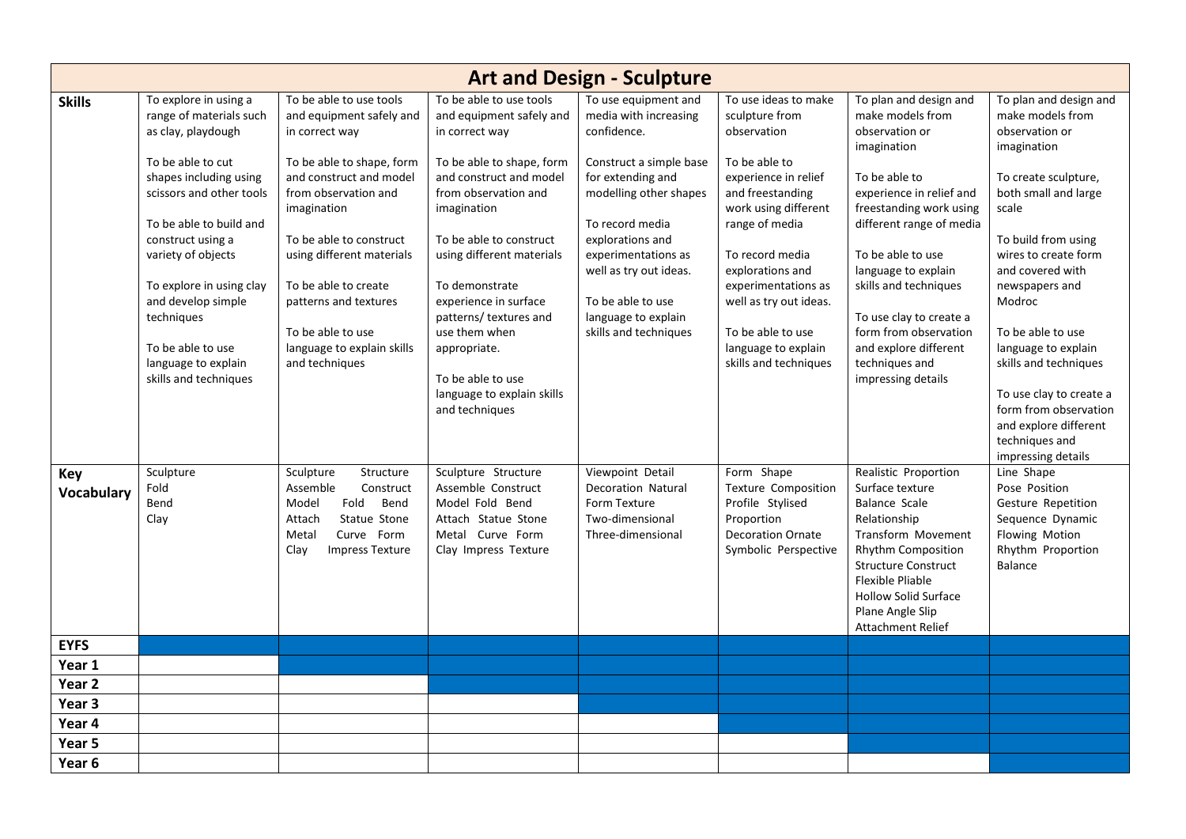# Art and Design - Sculpture

| | | | | | | | |
|---|---|---|---|---|---|---|---|
| **Skills** | To explore in using a range of materials such as clay, playdough<br><br>To be able to cut shapes including using scissors and other tools<br><br>To be able to build and construct using a variety of objects<br><br>To explore in using clay and develop simple techniques<br><br>To be able to use language to explain skills and techniques | To be able to use tools and equipment safely and in correct way<br><br>To be able to shape, form and construct and model from observation and imagination<br><br>To be able to construct using different materials<br><br>To be able to create patterns and textures<br><br>To be able to use language to explain skills and techniques | To be able to use tools and equipment safely and in correct way<br><br>To be able to shape, form and construct and model from observation and imagination<br><br>To be able to construct using different materials<br><br>To demonstrate experience in surface patterns/ textures and use them when appropriate.<br><br>To be able to use language to explain skills and techniques | To use equipment and media with increasing confidence.<br><br>Construct a simple base for extending and modelling other shapes<br><br>To record media explorations and experimentations as well as try out ideas.<br><br>To be able to use language to explain skills and techniques | To use ideas to make sculpture from observation<br><br>To be able to experience in relief and freestanding work using different range of media<br><br>To record media explorations and experimentations as well as try out ideas.<br><br>To be able to use language to explain skills and techniques | To plan and design and make models from observation or imagination<br><br>To be able to experience in relief and freestanding work using different range of media<br><br>To be able to use language to explain skills and techniques<br><br>To use clay to create a form from observation and explore different techniques and impressing details | To plan and design and make models from observation or imagination<br><br>To create sculpture, both small and large scale<br><br>To build from using wires to create form and covered with newspapers and Modroc<br><br>To be able to use language to explain skills and techniques<br><br>To use clay to create a form from observation and explore different techniques and impressing details |
| **Key Vocabulary** | Sculpture<br>Fold<br>Bend<br>Clay | Sculpture Structure<br>Assemble Construct<br>Model Fold Bend<br>Attach Statue Stone<br>Metal Curve Form<br>Clay Impress Texture | Sculpture Structure<br>Assemble Construct<br>Model Fold Bend<br>Attach Statue Stone<br>Metal Curve Form<br>Clay Impress Texture | Viewpoint Detail<br>Decoration Natural<br>Form Texture<br>Two-dimensional<br>Three-dimensional | Form Shape<br>Texture Composition<br>Profile Stylised<br>Proportion<br>Decoration Ornate<br>Symbolic Perspective | Realistic Proportion<br>Surface texture<br>Balance Scale<br>Relationship<br>Transform Movement<br>Rhythm Composition<br>Structure Construct<br>Flexible Pliable<br>Hollow Solid Surface<br>Plane Angle Slip<br>Attachment Relief | Line Shape<br>Pose Position<br>Gesture Repetition<br>Sequence Dynamic<br>Flowing Motion<br>Rhythm Proportion<br>Balance |
| **EYFS** | ■ | ■ | ■ | ■ | ■ | ■ | ■ |
| **Year 1** | | ■ | ■ | ■ | ■ | ■ | ■ |
| **Year 2** | | | ■ | ■ | ■ | ■ | ■ |
| **Year 3** | | | | ■ | ■ | ■ | ■ |
| **Year 4** | | | | | ■ | ■ | ■ |
| **Year 5** | | | | | | ■ | ■ |
| **Year 6** | | | | | | | ■ |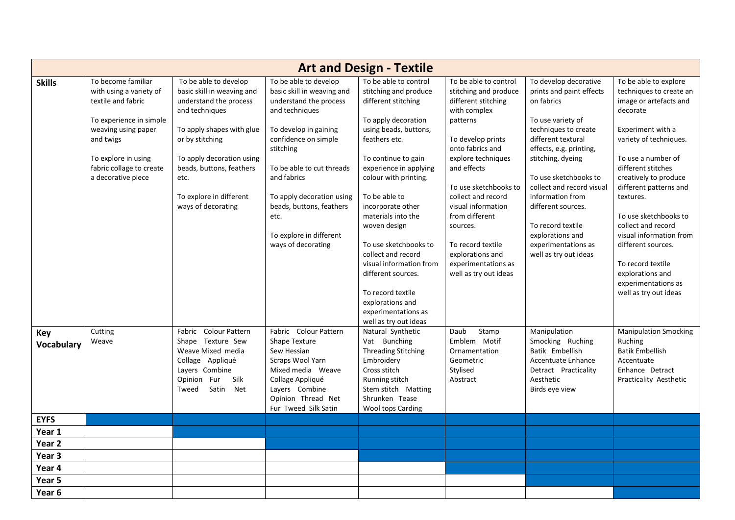# Art and Design - Textile

| | | | | | | | |
|---|---|---|---|---|---|---|---|
| **Skills** | To become familiar with using a variety of textile and fabric<br><br>To experience in simple weaving using paper and twigs<br><br>To explore in using fabric collage to create a decorative piece | To be able to develop basic skill in weaving and understand the process and techniques<br><br>To apply shapes with glue or by stitching<br><br>To apply decoration using beads, buttons, feathers etc.<br><br>To explore in different ways of decorating | To be able to develop basic skill in weaving and understand the process and techniques<br><br>To develop in gaining confidence on simple stitching<br><br>To be able to cut threads and fabrics<br><br>To apply decoration using beads, buttons, feathers etc.<br><br>To explore in different ways of decorating | To be able to control stitching and produce different stitching<br><br>To apply decoration using beads, buttons, feathers etc.<br><br>To continue to gain experience in applying colour with printing.<br><br>To be able to incorporate other materials into the woven design<br><br>To use sketchbooks to collect and record visual information from different sources.<br><br>To record textile explorations and experimentations as well as try out ideas | To be able to control stitching and produce different stitching with complex patterns<br><br>To develop prints onto fabrics and explore techniques and effects<br><br>To use sketchbooks to collect and record visual information from different sources.<br><br>To record textile explorations and experimentations as well as try out ideas | To develop decorative prints and paint effects on fabrics<br><br>To use variety of techniques to create different textural effects, e.g. printing, stitching, dyeing<br><br>To use sketchbooks to collect and record visual information from different sources.<br><br>To record textile explorations and experimentations as well as try out ideas | To be able to explore techniques to create an image or artefacts and decorate<br><br>Experiment with a variety of techniques.<br><br>To use a number of different stitches creatively to produce different patterns and textures.<br><br>To use sketchbooks to collect and record visual information from different sources.<br><br>To record textile explorations and experimentations as well as try out ideas |
| **Key Vocabulary** | Cutting<br>Weave | Fabric Colour Pattern<br>Shape Texture Sew<br>Weave Mixed media<br>Collage Appliqué<br>Layers Combine<br>Opinion Fur Silk<br>Tweed Satin Net | Fabric Colour Pattern<br>Shape Texture<br>Sew Hessian<br>Scraps Wool Yarn<br>Mixed media Weave<br>Collage Appliqué<br>Layers Combine<br>Opinion Thread Net<br>Fur Tweed Silk Satin | Natural Synthetic<br>Vat Bunching<br>Threading Stitching<br>Embroidery<br>Cross stitch<br>Running stitch<br>Stem stitch Matting<br>Shrunken Tease<br>Wool tops Carding | Daub Stamp<br>Emblem Motif<br>Ornamentation<br>Geometric<br>Stylised<br>Abstract | Manipulation<br>Smocking Ruching<br>Batik Embellish<br>Accentuate Enhance<br>Detract Practicality<br>Aesthetic<br>Birds eye view | Manipulation Smocking<br>Ruching<br>Batik Embellish<br>Accentuate<br>Enhance Detract<br>Practicality Aesthetic |
| **EYFS** | | | | | | | |
| **Year 1** | | | | | | | |
| **Year 2** | | | | | | | |
| **Year 3** | | | | | | | |
| **Year 4** | | | | | | | |
| **Year 5** | | | | | | | |
| **Year 6** | | | | | | | |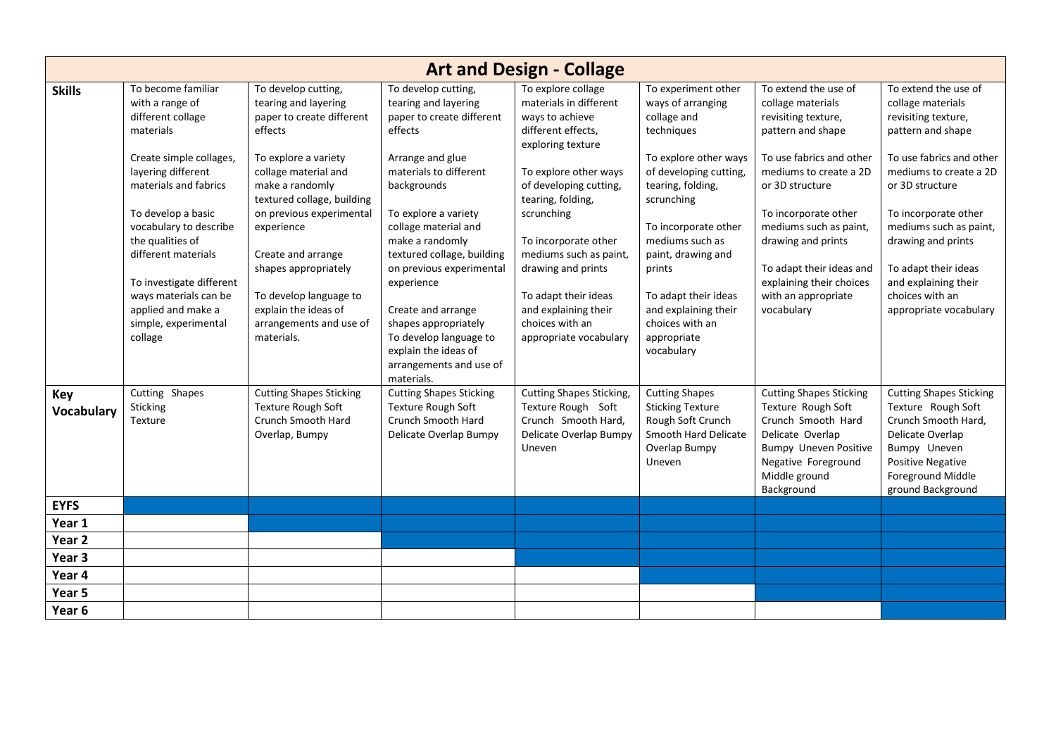# Art and Design - Collage

| | | | | | | | |
|---|---|---|---|---|---|---|---|
| **Skills** | To become familiar with a range of different collage materials<br><br>Create simple collages, layering different materials and fabrics<br><br>To develop a basic vocabulary to describe the qualities of different materials<br><br>To investigate different ways materials can be applied and make a simple, experimental collage | To develop cutting, tearing and layering paper to create different effects<br><br>To explore a variety collage material and make a randomly textured collage, building on previous experimental experience<br><br>Create and arrange shapes appropriately<br><br>To develop language to explain the ideas of arrangements and use of materials. | To develop cutting, tearing and layering paper to create different effects<br><br>Arrange and glue materials to different backgrounds<br><br>To explore a variety collage material and make a randomly textured collage, building on previous experimental experience<br><br>Create and arrange shapes appropriately<br>To develop language to explain the ideas of arrangements and use of materials. | To explore collage materials in different ways to achieve different effects, exploring texture<br><br>To explore other ways of developing cutting, tearing, folding, scrunching<br><br>To incorporate other mediums such as paint, drawing and prints<br><br>To adapt their ideas and explaining their choices with an appropriate vocabulary | To experiment other ways of arranging collage and techniques<br><br>To explore other ways of developing cutting, tearing, folding, scrunching<br><br>To incorporate other mediums such as paint, drawing and prints<br><br>To adapt their ideas and explaining their choices with an appropriate vocabulary | To extend the use of collage materials revisiting texture, pattern and shape<br><br>To use fabrics and other mediums to create a 2D or 3D structure<br><br>To incorporate other mediums such as paint, drawing and prints<br><br>To adapt their ideas and explaining their choices with an appropriate vocabulary | To extend the use of collage materials revisiting texture, pattern and shape<br><br>To use fabrics and other mediums to create a 2D or 3D structure<br><br>To incorporate other mediums such as paint, drawing and prints<br><br>To adapt their ideas and explaining their choices with an appropriate vocabulary |
| **Key Vocabulary** | Cutting Shapes Sticking Texture | Cutting Shapes Sticking Texture Rough Soft Crunch Smooth Hard Overlap, Bumpy | Cutting Shapes Sticking Texture Rough Soft Crunch Smooth Hard Delicate Overlap Bumpy | Cutting Shapes Sticking, Texture Rough Soft Crunch Smooth Hard, Delicate Overlap Bumpy Uneven | Cutting Shapes Sticking Texture Rough Soft Crunch Smooth Hard Delicate Overlap Bumpy Uneven | Cutting Shapes Sticking Texture Rough Soft Crunch Smooth Hard Delicate Overlap Bumpy Uneven Positive Negative Foreground Middle ground Background | Cutting Shapes Sticking Texture Rough Soft Crunch Smooth Hard, Delicate Overlap Bumpy Uneven Positive Negative Foreground Middle ground Background |
| **EYFS** | | | | | | | |
| **Year 1** | | | | | | | |
| **Year 2** | | | | | | | |
| **Year 3** | | | | | | | |
| **Year 4** | | | | | | | |
| **Year 5** | | | | | | | |
| **Year 6** | | | | | | | |